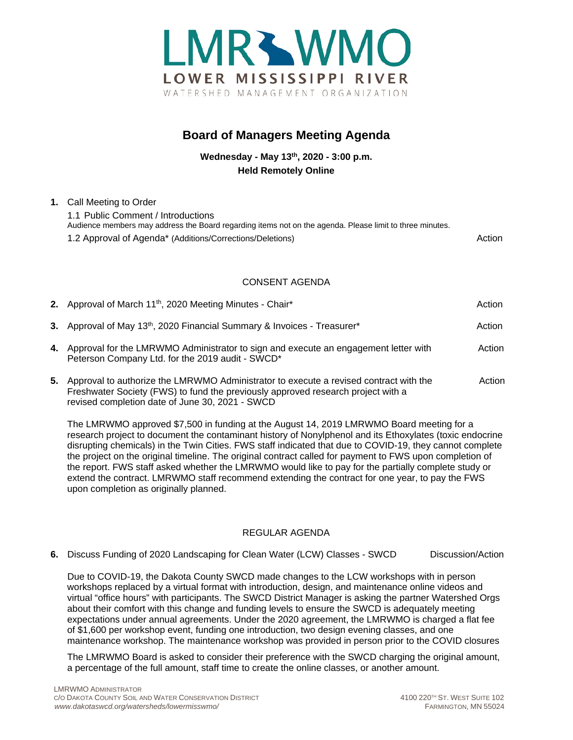# LMR WMO

**LOWER MISSISSIPPI RIVER**

WATERSHED MANAGEMENT ORGANIZATION

## Board of Managers Meeting Agenda

**Wednesday - May 13th, 2020 - 3:00 p.m.**
**Held Remotely Online**

1. Call Meeting to Order

   1.1 Public Comment / Introductions
   Audience members may address the Board regarding items not on the agenda. Please limit to three minutes.

   1.2 Approval of Agenda* (Additions/Corrections/Deletions) — Action

### CONSENT AGENDA

2. Approval of March 11th, 2020 Meeting Minutes - Chair* — Action

3. Approval of May 13th, 2020 Financial Summary & Invoices - Treasurer* — Action

4. Approval for the LMRWMO Administrator to sign and execute an engagement letter with Peterson Company Ltd. for the 2019 audit - SWCD* — Action

5. Approval to authorize the LMRWMO Administrator to execute a revised contract with the Freshwater Society (FWS) to fund the previously approved research project with a revised completion date of June 30, 2021 - SWCD — Action

   The LMRWMO approved $7,500 in funding at the August 14, 2019 LMRWMO Board meeting for a research project to document the contaminant history of Nonylphenol and its Ethoxylates (toxic endocrine disrupting chemicals) in the Twin Cities. FWS staff indicated that due to COVID-19, they cannot complete the project on the original timeline. The original contract called for payment to FWS upon completion of the report. FWS staff asked whether the LMRWMO would like to pay for the partially complete study or extend the contract. LMRWMO staff recommend extending the contract for one year, to pay the FWS upon completion as originally planned.

### REGULAR AGENDA

6. Discuss Funding of 2020 Landscaping for Clean Water (LCW) Classes - SWCD — Discussion/Action

   Due to COVID-19, the Dakota County SWCD made changes to the LCW workshops with in person workshops replaced by a virtual format with introduction, design, and maintenance online videos and virtual "office hours" with participants. The SWCD District Manager is asking the partner Watershed Orgs about their comfort with this change and funding levels to ensure the SWCD is adequately meeting expectations under annual agreements. Under the 2020 agreement, the LMRWMO is charged a flat fee of $1,600 per workshop event, funding one introduction, two design evening classes, and one maintenance workshop. The maintenance workshop was provided in person prior to the COVID closures

   The LMRWMO Board is asked to consider their preference with the SWCD charging the original amount, a percentage of the full amount, staff time to create the online classes, or another amount.

LMRWMO ADMINISTRATOR
C/O DAKOTA COUNTY SOIL AND WATER CONSERVATION DISTRICT
*www.dakotaswcd.org/watersheds/lowermisswmo/*

4100 220TH ST. WEST SUITE 102
FARMINGTON, MN 55024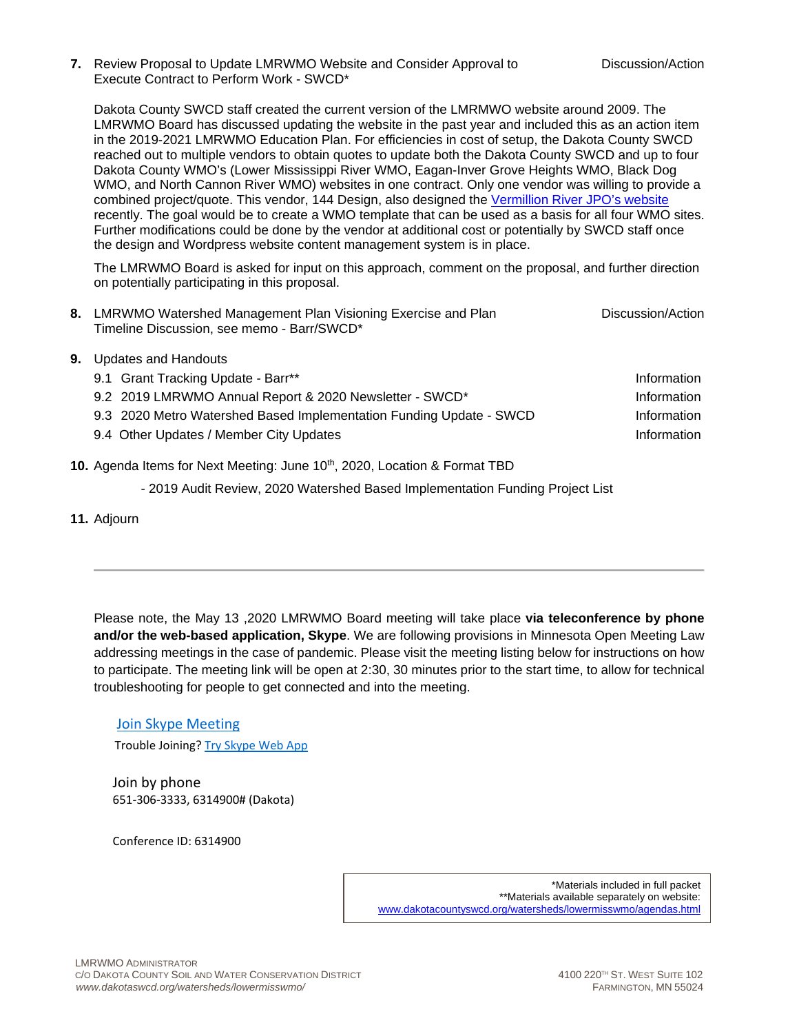**7.** Review Proposal to Update LMRWMO Website and Consider Approval to Execute Contract to Perform Work - SWCD* — Discussion/Action

Dakota County SWCD staff created the current version of the LMRMWO website around 2009. The LMRWMO Board has discussed updating the website in the past year and included this as an action item in the 2019-2021 LMRWMO Education Plan. For efficiencies in cost of setup, the Dakota County SWCD reached out to multiple vendors to obtain quotes to update both the Dakota County SWCD and up to four Dakota County WMO's (Lower Mississippi River WMO, Eagan-Inver Grove Heights WMO, Black Dog WMO, and North Cannon River WMO) websites in one contract. Only one vendor was willing to provide a combined project/quote. This vendor, 144 Design, also designed the Vermillion River JPO's website recently. The goal would be to create a WMO template that can be used as a basis for all four WMO sites. Further modifications could be done by the vendor at additional cost or potentially by SWCD staff once the design and Wordpress website content management system is in place.

The LMRWMO Board is asked for input on this approach, comment on the proposal, and further direction on potentially participating in this proposal.

**8.** LMRWMO Watershed Management Plan Visioning Exercise and Plan Timeline Discussion, see memo - Barr/SWCD* — Discussion/Action

**9.** Updates and Handouts

| | |
|---|---|
| 9.1 Grant Tracking Update - Barr** | Information |
| 9.2 2019 LMRWMO Annual Report & 2020 Newsletter - SWCD* | Information |
| 9.3 2020 Metro Watershed Based Implementation Funding Update - SWCD | Information |
| 9.4 Other Updates / Member City Updates | Information |

**10.** Agenda Items for Next Meeting: June 10th, 2020, Location & Format TBD

- 2019 Audit Review, 2020 Watershed Based Implementation Funding Project List

**11.** Adjourn

---

Please note, the May 13 ,2020 LMRWMO Board meeting will take place **via teleconference by phone and/or the web-based application, Skype**. We are following provisions in Minnesota Open Meeting Law addressing meetings in the case of pandemic. Please visit the meeting listing below for instructions on how to participate. The meeting link will be open at 2:30, 30 minutes prior to the start time, to allow for technical troubleshooting for people to get connected and into the meeting.

Join Skype Meeting

Trouble Joining? Try Skype Web App

Join by phone

651-306-3333, 6314900# (Dakota)

Conference ID: 6314900

*Materials included in full packet
**Materials available separately on website:
www.dakotacountyswcd.org/watersheds/lowermisswmo/agendas.html

LMRWMO Administrator
c/o Dakota County Soil and Water Conservation District
*www.dakotaswcd.org/watersheds/lowermisswmo/*

4100 220th St. West Suite 102
Farmington, MN 55024